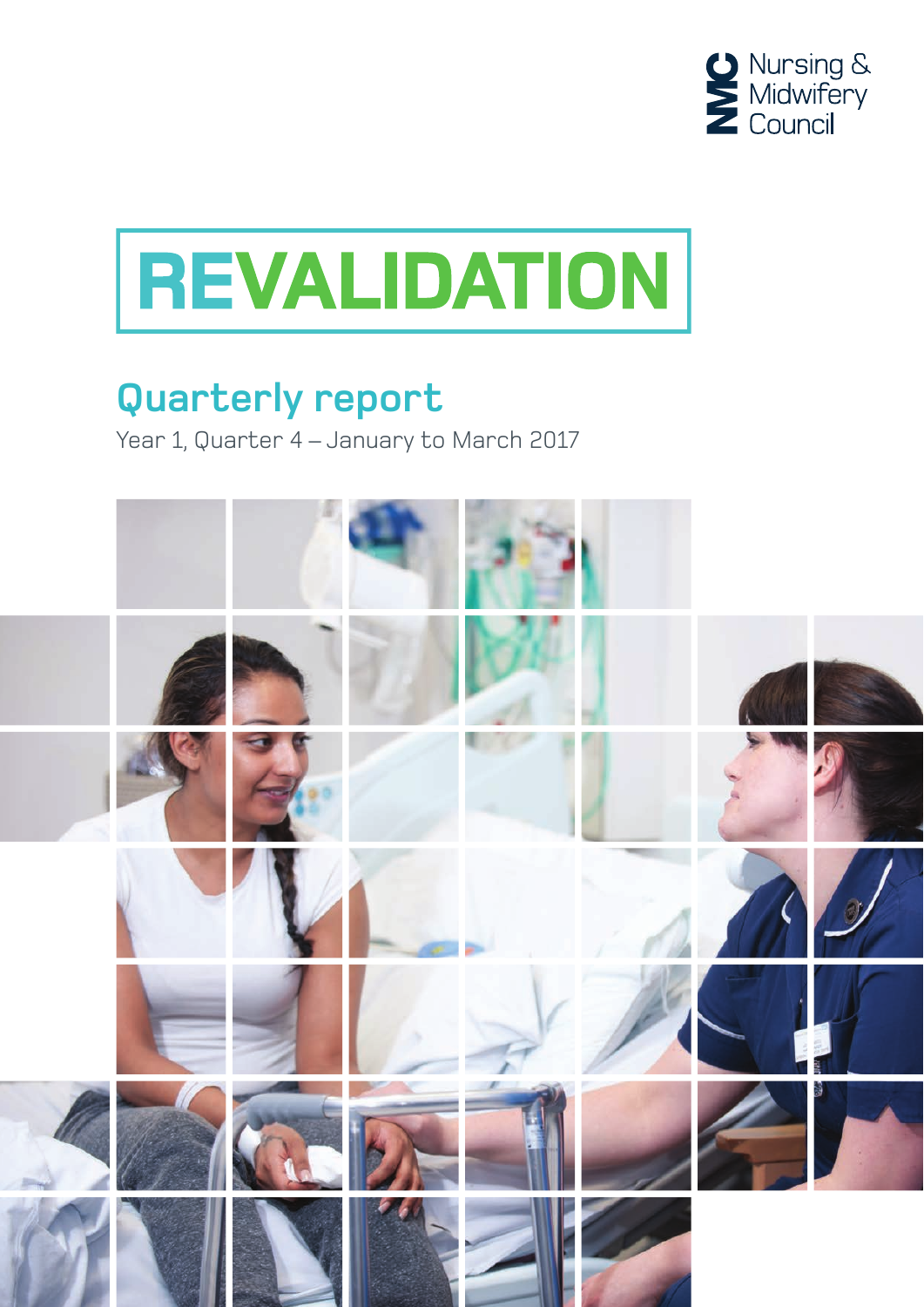Nursing & Midwifery Council

# REVALIDATION

## Quarterly report

Year 1, Quarter 4 – January to March 2017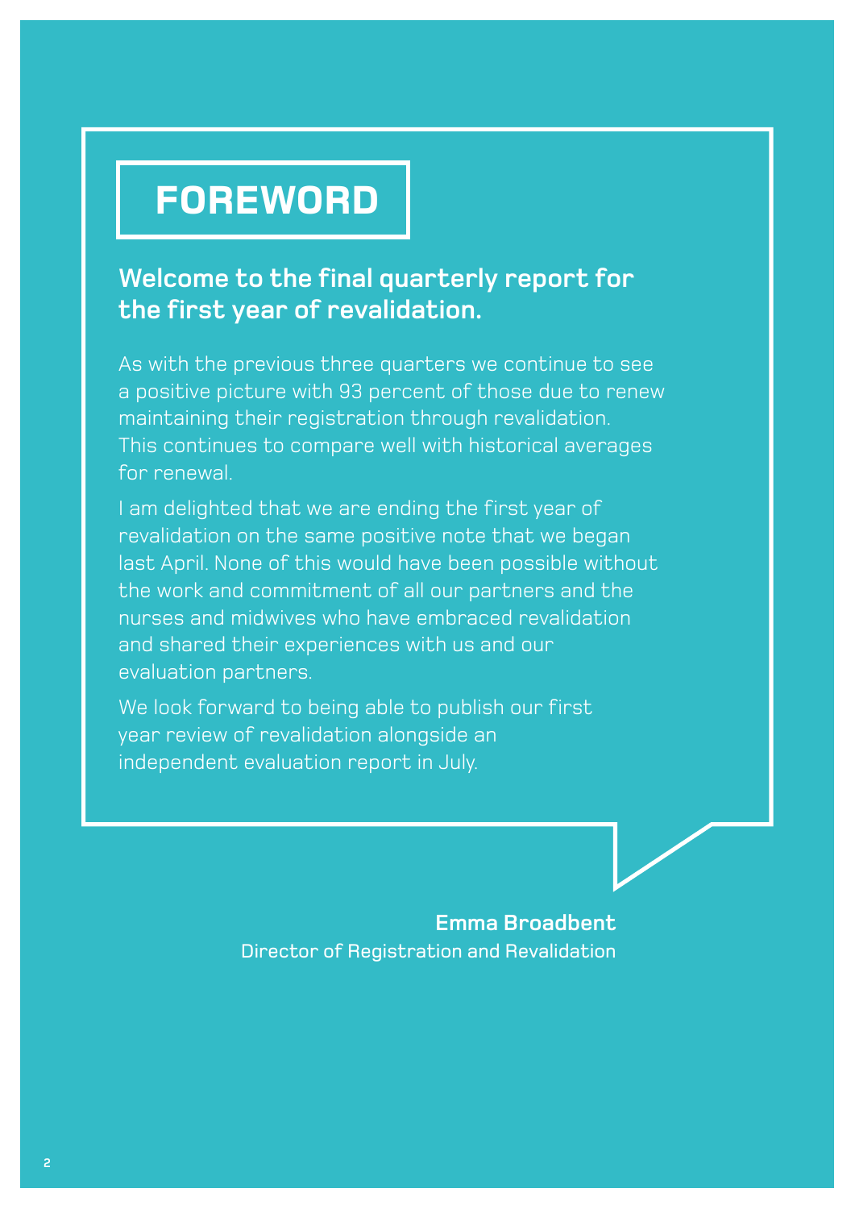# FOREWORD

**Welcome to the final quarterly report for the first year of revalidation.**

As with the previous three quarters we continue to see a positive picture with 93 percent of those due to renew maintaining their registration through revalidation. This continues to compare well with historical averages for renewal.

I am delighted that we are ending the first year of revalidation on the same positive note that we began last April. None of this would have been possible without the work and commitment of all our partners and the nurses and midwives who have embraced revalidation and shared their experiences with us and our evaluation partners.

We look forward to being able to publish our first year review of revalidation alongside an independent evaluation report in July.

**Emma Broadbent**
Director of Registration and Revalidation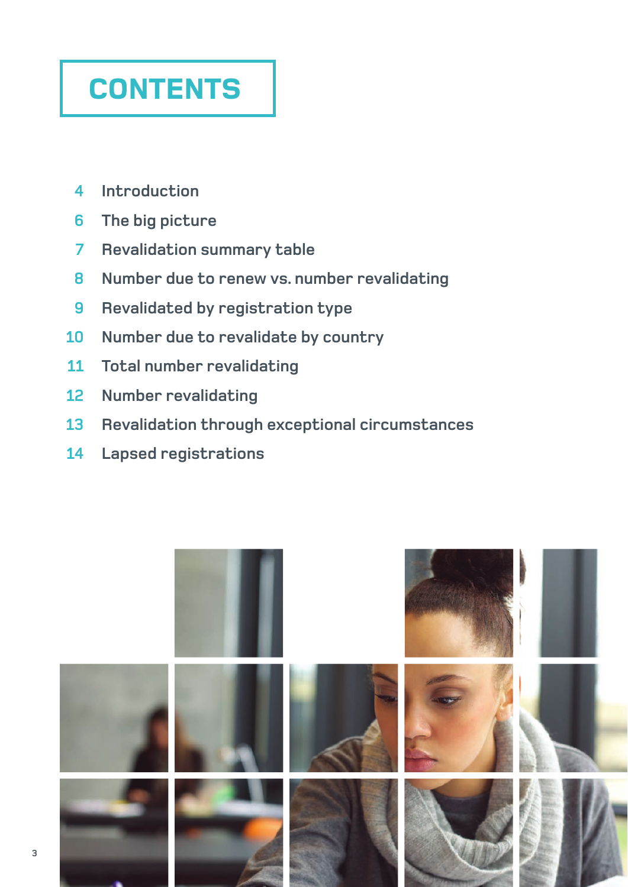# CONTENTS

- 4 Introduction
- 6 The big picture
- 7 Revalidation summary table
- 8 Number due to renew vs. number revalidating
- 9 Revalidated by registration type
- 10 Number due to revalidate by country
- 11 Total number revalidating
- 12 Number revalidating
- 13 Revalidation through exceptional circumstances
- 14 Lapsed registrations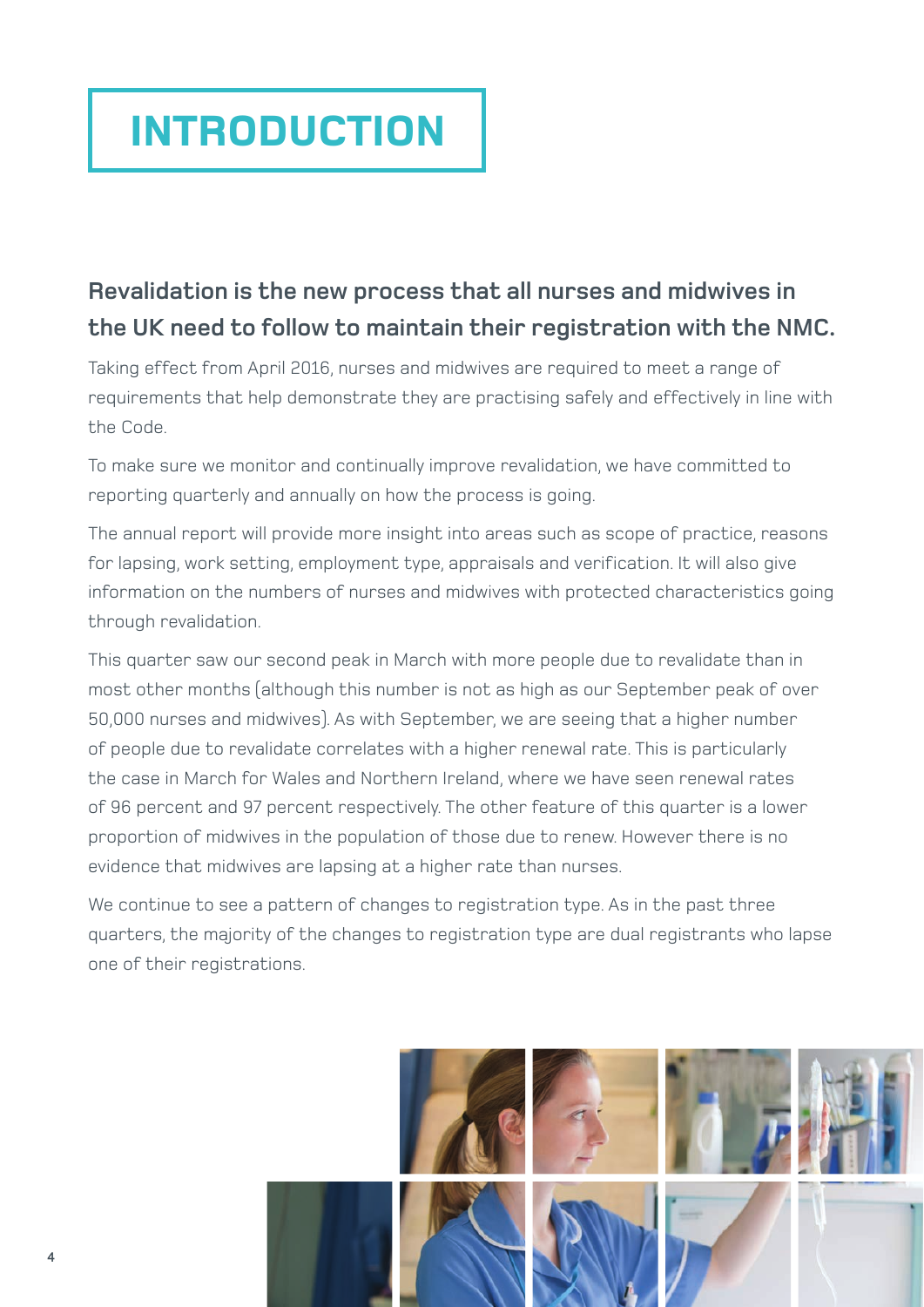# INTRODUCTION

**Revalidation is the new process that all nurses and midwives in the UK need to follow to maintain their registration with the NMC.**

Taking effect from April 2016, nurses and midwives are required to meet a range of requirements that help demonstrate they are practising safely and effectively in line with the Code.

To make sure we monitor and continually improve revalidation, we have committed to reporting quarterly and annually on how the process is going.

The annual report will provide more insight into areas such as scope of practice, reasons for lapsing, work setting, employment type, appraisals and verification. It will also give information on the numbers of nurses and midwives with protected characteristics going through revalidation.

This quarter saw our second peak in March with more people due to revalidate than in most other months (although this number is not as high as our September peak of over 50,000 nurses and midwives). As with September, we are seeing that a higher number of people due to revalidate correlates with a higher renewal rate. This is particularly the case in March for Wales and Northern Ireland, where we have seen renewal rates of 96 percent and 97 percent respectively. The other feature of this quarter is a lower proportion of midwives in the population of those due to renew. However there is no evidence that midwives are lapsing at a higher rate than nurses.

We continue to see a pattern of changes to registration type. As in the past three quarters, the majority of the changes to registration type are dual registrants who lapse one of their registrations.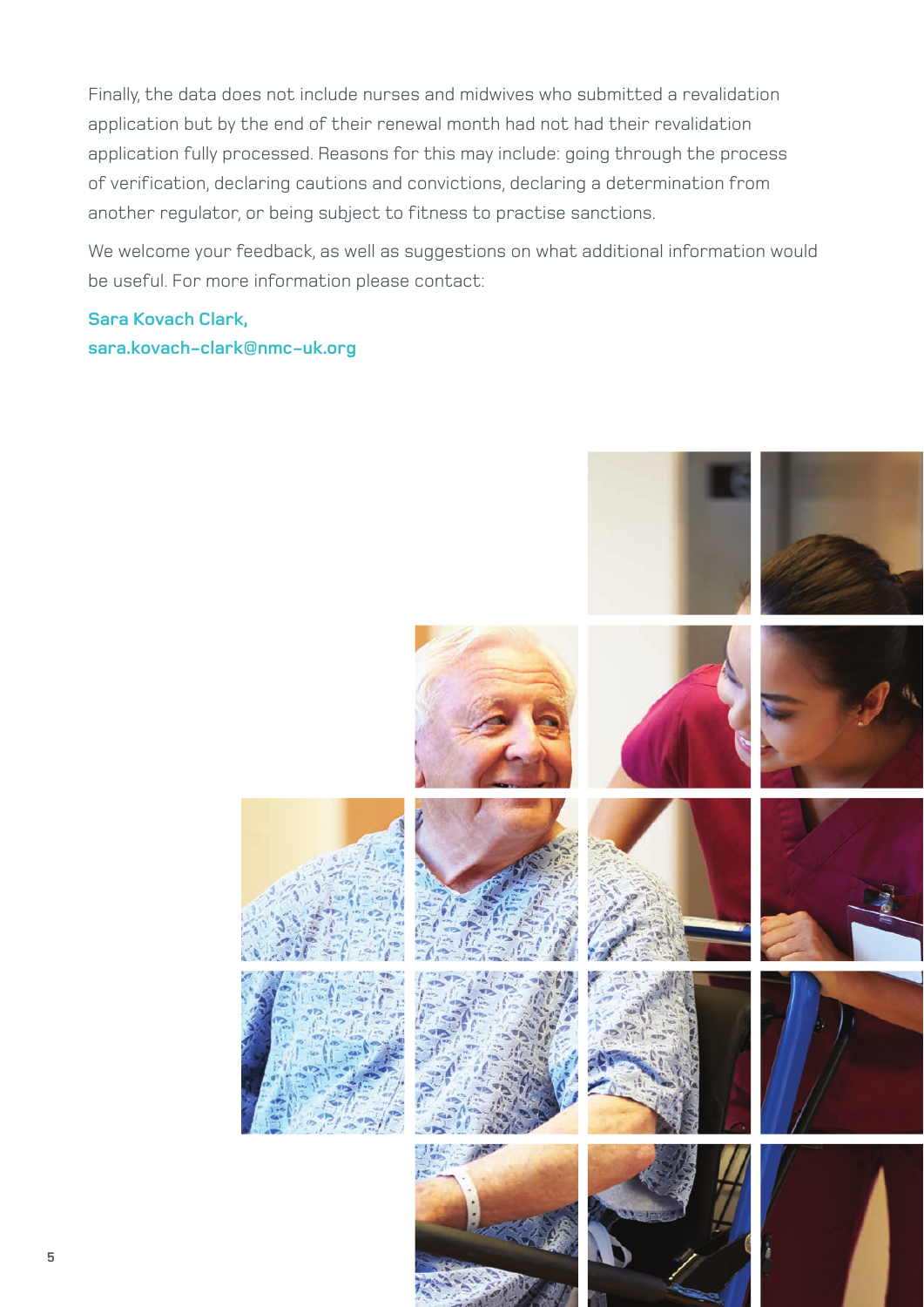Finally, the data does not include nurses and midwives who submitted a revalidation application but by the end of their renewal month had not had their revalidation application fully processed. Reasons for this may include: going through the process of verification, declaring cautions and convictions, declaring a determination from another regulator, or being subject to fitness to practise sanctions.

We welcome your feedback, as well as suggestions on what additional information would be useful. For more information please contact:

**Sara Kovach Clark,**
**sara.kovach-clark@nmc-uk.org**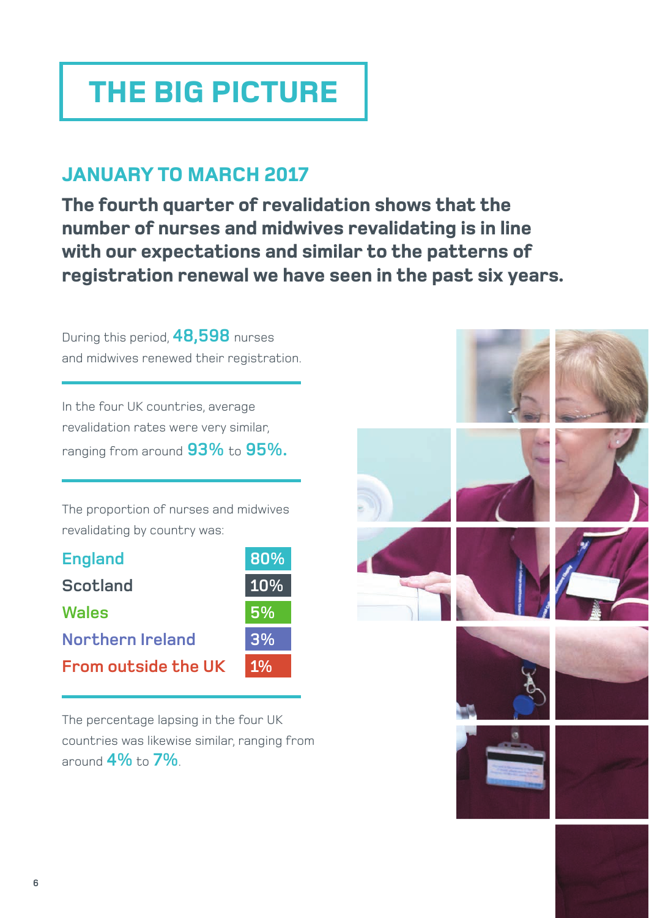# THE BIG PICTURE

## JANUARY TO MARCH 2017

**The fourth quarter of revalidation shows that the number of nurses and midwives revalidating is in line with our expectations and similar to the patterns of registration renewal we have seen in the past six years.**

During this period, **48,598** nurses and midwives renewed their registration.

In the four UK countries, average revalidation rates were very similar, ranging from around **93%** to **95%.**

The proportion of nurses and midwives revalidating by country was:

| Country | Proportion |
|---|---|
| England | 80% |
| Scotland | 10% |
| Wales | 5% |
| Northern Ireland | 3% |
| From outside the UK | 1% |

The percentage lapsing in the four UK countries was likewise similar, ranging from around **4%** to **7%**.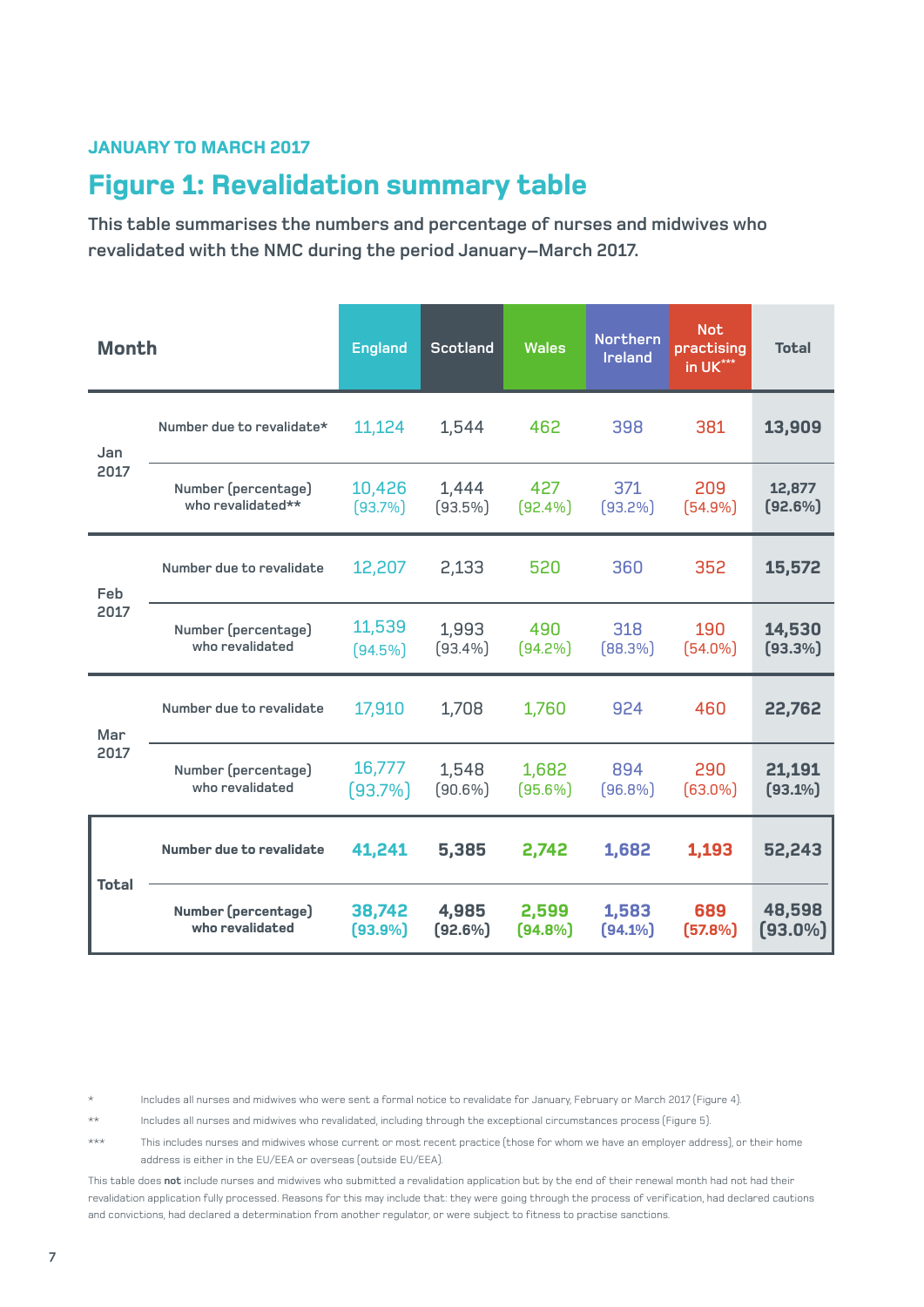JANUARY TO MARCH 2017

## Figure 1: Revalidation summary table

**This table summarises the numbers and percentage of nurses and midwives who revalidated with the NMC during the period January–March 2017.**

| Month | | England | Scotland | Wales | Northern Ireland | Not practising in UK*** | Total |
|---|---|---|---|---|---|---|---|
| Jan 2017 | Number due to revalidate* | 11,124 | 1,544 | 462 | 398 | 381 | **13,909** |
| | Number (percentage) who revalidated** | 10,426 (93.7%) | 1,444 (93.5%) | 427 (92.4%) | 371 (93.2%) | 209 (54.9%) | **12,877 (92.6%)** |
| Feb 2017 | Number due to revalidate | 12,207 | 2,133 | 520 | 360 | 352 | **15,572** |
| | Number (percentage) who revalidated | 11,539 (94.5%) | 1,993 (93.4%) | 490 (94.2%) | 318 (88.3%) | 190 (54.0%) | **14,530 (93.3%)** |
| Mar 2017 | Number due to revalidate | 17,910 | 1,708 | 1,760 | 924 | 460 | **22,762** |
| | Number (percentage) who revalidated | 16,777 (93.7%) | 1,548 (90.6%) | 1,682 (95.6%) | 894 (96.8%) | 290 (63.0%) | **21,191 (93.1%)** |
| **Total** | **Number due to revalidate** | **41,241** | **5,385** | **2,742** | **1,682** | **1,193** | **52,243** |
| | **Number (percentage) who revalidated** | **38,742 (93.9%)** | **4,985 (92.6%)** | **2,599 (94.8%)** | **1,583 (94.1%)** | **689 (57.8%)** | **48,598 (93.0%)** |

\* Includes all nurses and midwives who were sent a formal notice to revalidate for January, February or March 2017 (Figure 4).

\*\* Includes all nurses and midwives who revalidated, including through the exceptional circumstances process (Figure 5).

\*\*\* This includes nurses and midwives whose current or most recent practice (those for whom we have an employer address), or their home address is either in the EU/EEA or overseas (outside EU/EEA).

This table does **not** include nurses and midwives who submitted a revalidation application but by the end of their renewal month had not had their revalidation application fully processed. Reasons for this may include that: they were going through the process of verification, had declared cautions and convictions, had declared a determination from another regulator, or were subject to fitness to practise sanctions.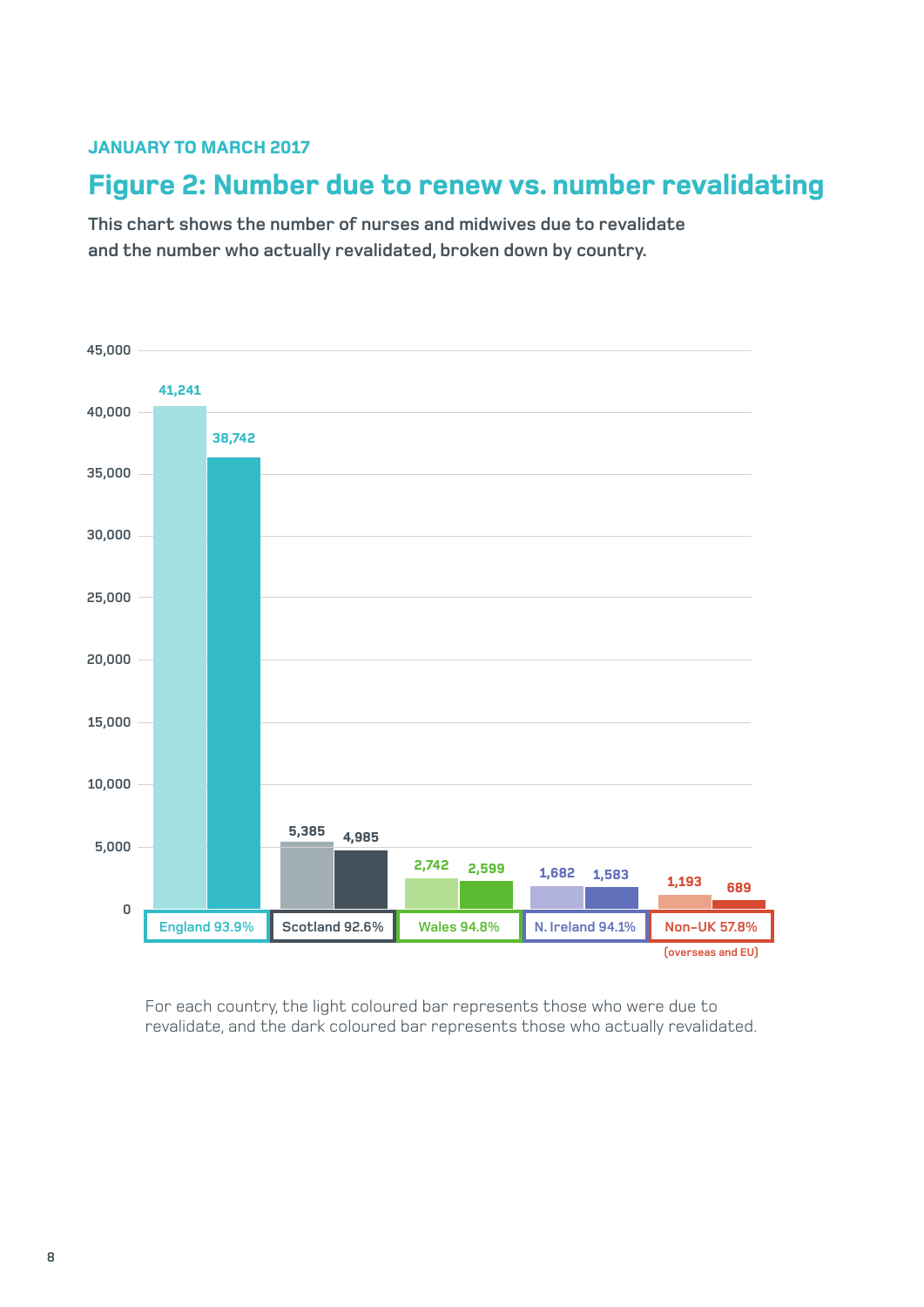JANUARY TO MARCH 2017

## Figure 2: Number due to renew vs. number revalidating

**This chart shows the number of nurses and midwives due to revalidate and the number who actually revalidated, broken down by country.**

| Country | Due to revalidate | Revalidated | Rate |
| --- | --- | --- | --- |
| England | 41,241 | 38,742 | 93.9% |
| Scotland | 5,385 | 4,985 | 92.6% |
| Wales | 2,742 | 2,599 | 94.8% |
| N. Ireland | 1,682 | 1,583 | 94.1% |
| Non-UK (overseas and EU) | 1,193 | 689 | 57.8% |

For each country, the light coloured bar represents those who were due to revalidate, and the dark coloured bar represents those who actually revalidated.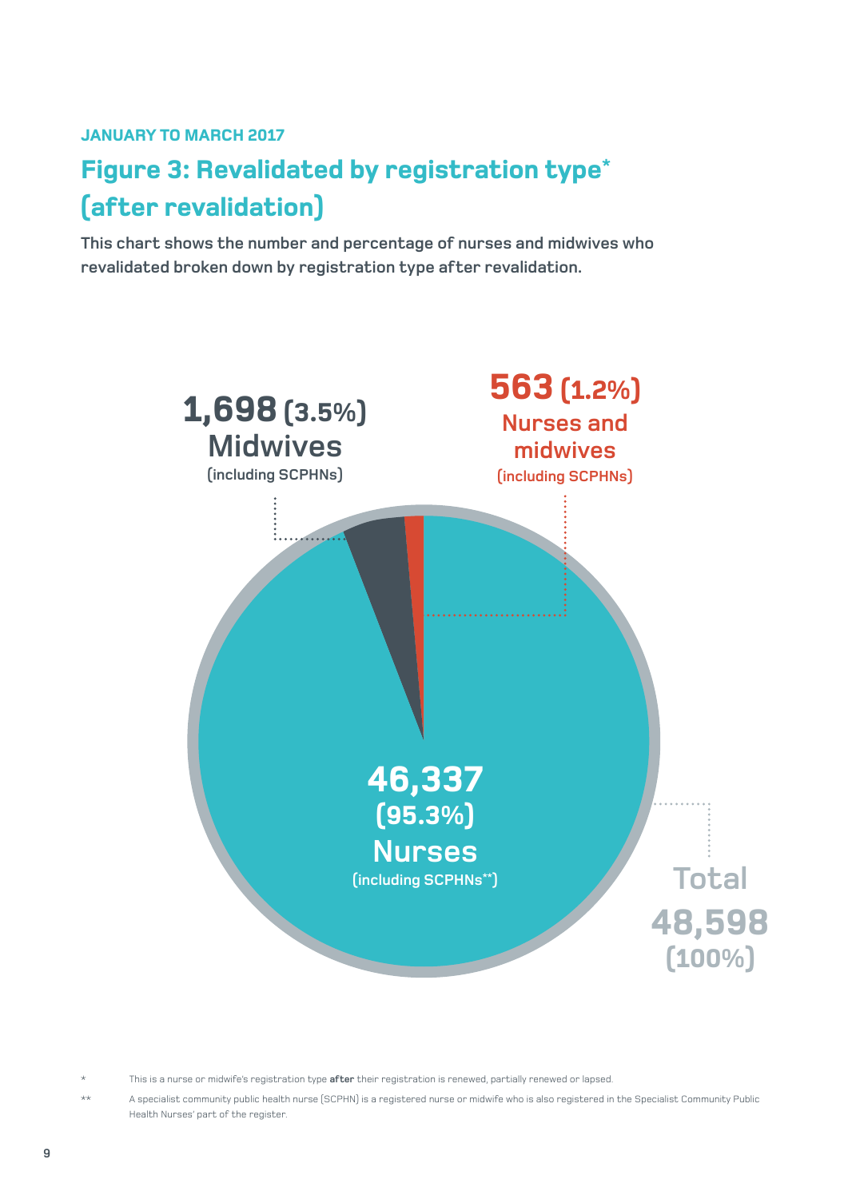JANUARY TO MARCH 2017

## Figure 3: Revalidated by registration type* (after revalidation)

**This chart shows the number and percentage of nurses and midwives who revalidated broken down by registration type after revalidation.**

**1,698 (3.5%)** Midwives (including SCPHNs)

**563 (1.2%)** Nurses and midwives (including SCPHNs)

**46,337 (95.3%)** Nurses (including SCPHNs**)

Total **48,598 (100%)**

\* This is a nurse or midwife's registration type **after** their registration is renewed, partially renewed or lapsed.

\*\* A specialist community public health nurse (SCPHN) is a registered nurse or midwife who is also registered in the Specialist Community Public Health Nurses' part of the register.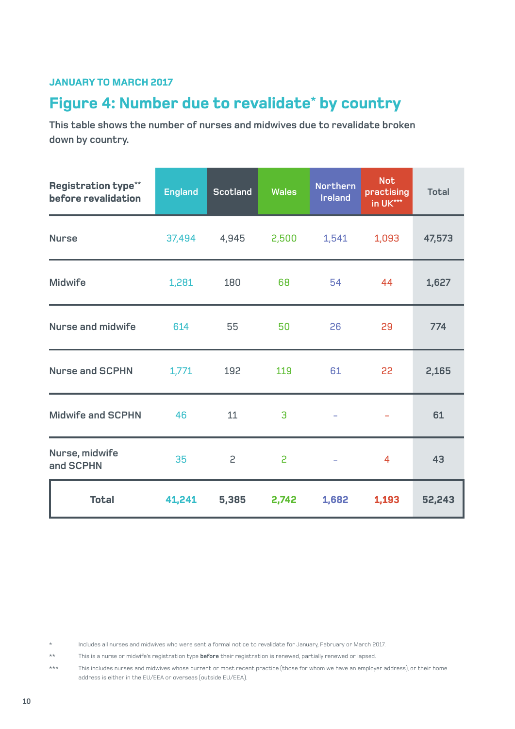JANUARY TO MARCH 2017

## Figure 4: Number due to revalidate* by country

This table shows the number of nurses and midwives due to revalidate broken down by country.

| Registration type** before revalidation | England | Scotland | Wales | Northern Ireland | Not practising in UK*** | Total |
|---|---|---|---|---|---|---|
| Nurse | 37,494 | 4,945 | 2,500 | 1,541 | 1,093 | 47,573 |
| Midwife | 1,281 | 180 | 68 | 54 | 44 | 1,627 |
| Nurse and midwife | 614 | 55 | 50 | 26 | 29 | 774 |
| Nurse and SCPHN | 1,771 | 192 | 119 | 61 | 22 | 2,165 |
| Midwife and SCPHN | 46 | 11 | 3 | – | – | 61 |
| Nurse, midwife and SCPHN | 35 | 2 | 2 | – | 4 | 43 |
| **Total** | **41,241** | **5,385** | **2,742** | **1,682** | **1,193** | **52,243** |

\* Includes all nurses and midwives who were sent a formal notice to revalidate for January, February or March 2017.

\*\* This is a nurse or midwife's registration type **before** their registration is renewed, partially renewed or lapsed.

\*\*\* This includes nurses and midwives whose current or most recent practice (those for whom we have an employer address), or their home address is either in the EU/EEA or overseas (outside EU/EEA).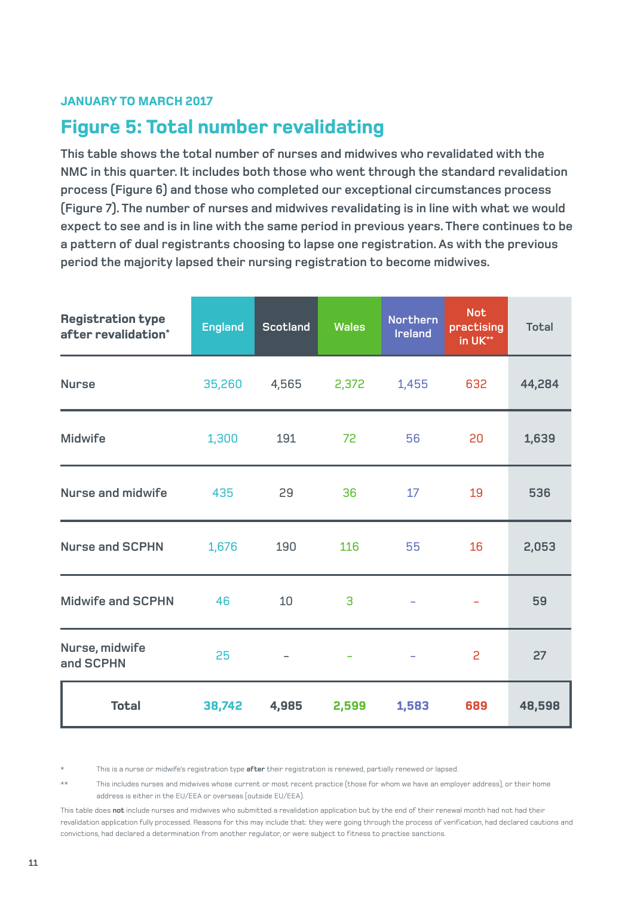JANUARY TO MARCH 2017

## Figure 5: Total number revalidating

**This table shows the total number of nurses and midwives who revalidated with the NMC in this quarter. It includes both those who went through the standard revalidation process (Figure 6) and those who completed our exceptional circumstances process (Figure 7). The number of nurses and midwives revalidating is in line with what we would expect to see and is in line with the same period in previous years. There continues to be a pattern of dual registrants choosing to lapse one registration. As with the previous period the majority lapsed their nursing registration to become midwives.**

| Registration type after revalidation* | England | Scotland | Wales | Northern Ireland | Not practising in UK** | Total |
|---|---|---|---|---|---|---|
| Nurse | 35,260 | 4,565 | 2,372 | 1,455 | 632 | 44,284 |
| Midwife | 1,300 | 191 | 72 | 56 | 20 | 1,639 |
| Nurse and midwife | 435 | 29 | 36 | 17 | 19 | 536 |
| Nurse and SCPHN | 1,676 | 190 | 116 | 55 | 16 | 2,053 |
| Midwife and SCPHN | 46 | 10 | 3 | – | – | 59 |
| Nurse, midwife and SCPHN | 25 | – | – | – | 2 | 27 |
| **Total** | **38,742** | **4,985** | **2,599** | **1,583** | **689** | **48,598** |

\* This is a nurse or midwife's registration type **after** their registration is renewed, partially renewed or lapsed.

\*\* This includes nurses and midwives whose current or most recent practice (those for whom we have an employer address), or their home address is either in the EU/EEA or overseas (outside EU/EEA).

This table does **not** include nurses and midwives who submitted a revalidation application but by the end of their renewal month had not had their revalidation application fully processed. Reasons for this may include that: they were going through the process of verification, had declared cautions and convictions, had declared a determination from another regulator, or were subject to fitness to practise sanctions.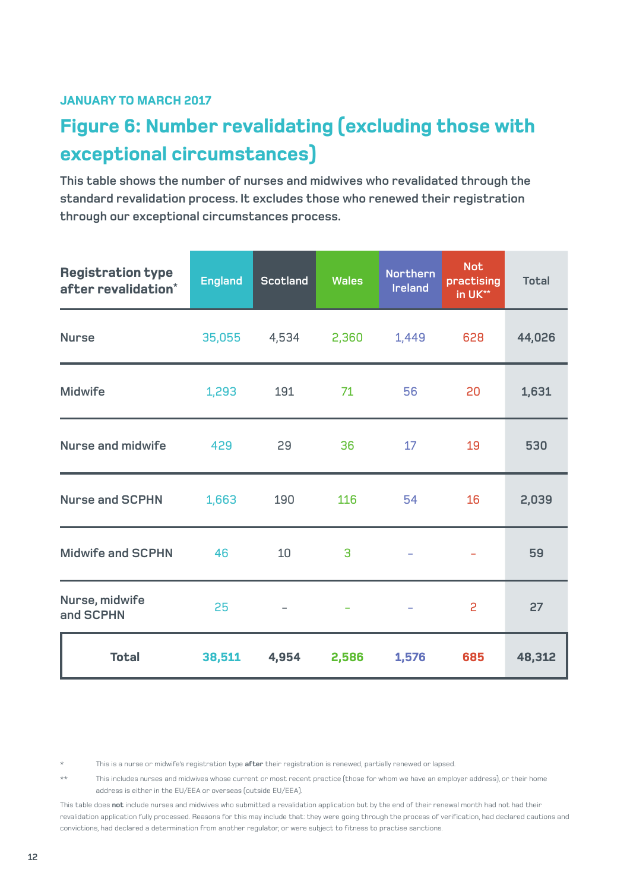JANUARY TO MARCH 2017

## Figure 6: Number revalidating (excluding those with exceptional circumstances)

**This table shows the number of nurses and midwives who revalidated through the standard revalidation process. It excludes those who renewed their registration through our exceptional circumstances process.**

| Registration type after revalidation* | England | Scotland | Wales | Northern Ireland | Not practising in UK** | Total |
|---|---|---|---|---|---|---|
| Nurse | 35,055 | 4,534 | 2,360 | 1,449 | 628 | 44,026 |
| Midwife | 1,293 | 191 | 71 | 56 | 20 | 1,631 |
| Nurse and midwife | 429 | 29 | 36 | 17 | 19 | 530 |
| Nurse and SCPHN | 1,663 | 190 | 116 | 54 | 16 | 2,039 |
| Midwife and SCPHN | 46 | 10 | 3 | – | – | 59 |
| Nurse, midwife and SCPHN | 25 | – | – | – | 2 | 27 |
| **Total** | **38,511** | **4,954** | **2,586** | **1,576** | **685** | **48,312** |

\* This is a nurse or midwife's registration type **after** their registration is renewed, partially renewed or lapsed.

\*\* This includes nurses and midwives whose current or most recent practice (those for whom we have an employer address), or their home address is either in the EU/EEA or overseas (outside EU/EEA).

This table does **not** include nurses and midwives who submitted a revalidation application but by the end of their renewal month had not had their revalidation application fully processed. Reasons for this may include that: they were going through the process of verification, had declared cautions and convictions, had declared a determination from another regulator, or were subject to fitness to practise sanctions.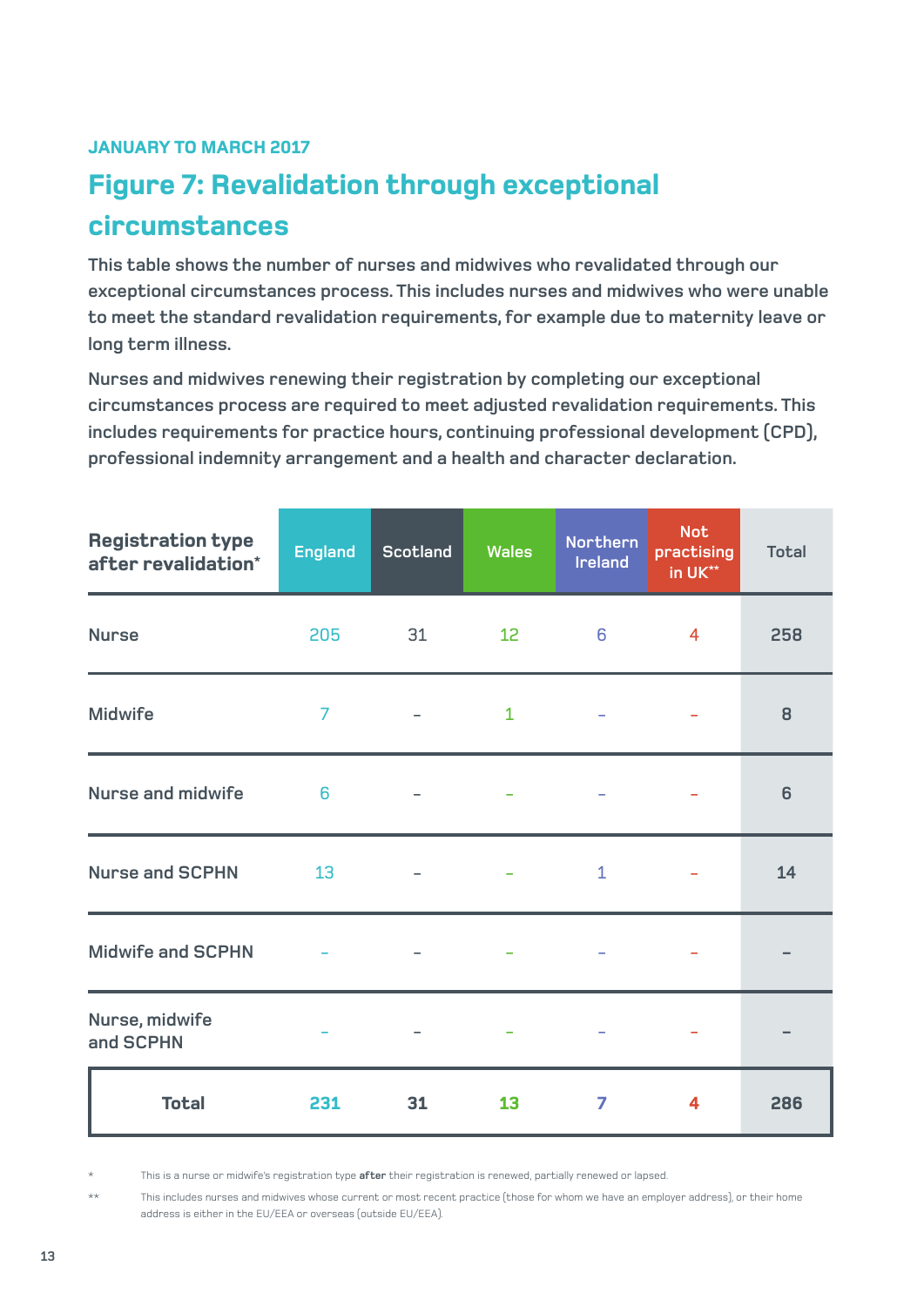JANUARY TO MARCH 2017

# Figure 7: Revalidation through exceptional circumstances

**This table shows the number of nurses and midwives who revalidated through our exceptional circumstances process. This includes nurses and midwives who were unable to meet the standard revalidation requirements, for example due to maternity leave or long term illness.**

**Nurses and midwives renewing their registration by completing our exceptional circumstances process are required to meet adjusted revalidation requirements. This includes requirements for practice hours, continuing professional development (CPD), professional indemnity arrangement and a health and character declaration.**

| Registration type after revalidation* | England | Scotland | Wales | Northern Ireland | Not practising in UK** | Total |
|---|---|---|---|---|---|---|
| Nurse | 205 | 31 | 12 | 6 | 4 | 258 |
| Midwife | 7 | – | 1 | – | – | 8 |
| Nurse and midwife | 6 | – | – | – | – | 6 |
| Nurse and SCPHN | 13 | – | – | 1 | – | 14 |
| Midwife and SCPHN | – | – | – | – | – | – |
| Nurse, midwife and SCPHN | – | – | – | – | – | – |
| **Total** | **231** | **31** | **13** | **7** | **4** | **286** |

\* This is a nurse or midwife's registration type **after** their registration is renewed, partially renewed or lapsed.

\*\* This includes nurses and midwives whose current or most recent practice (those for whom we have an employer address), or their home address is either in the EU/EEA or overseas (outside EU/EEA).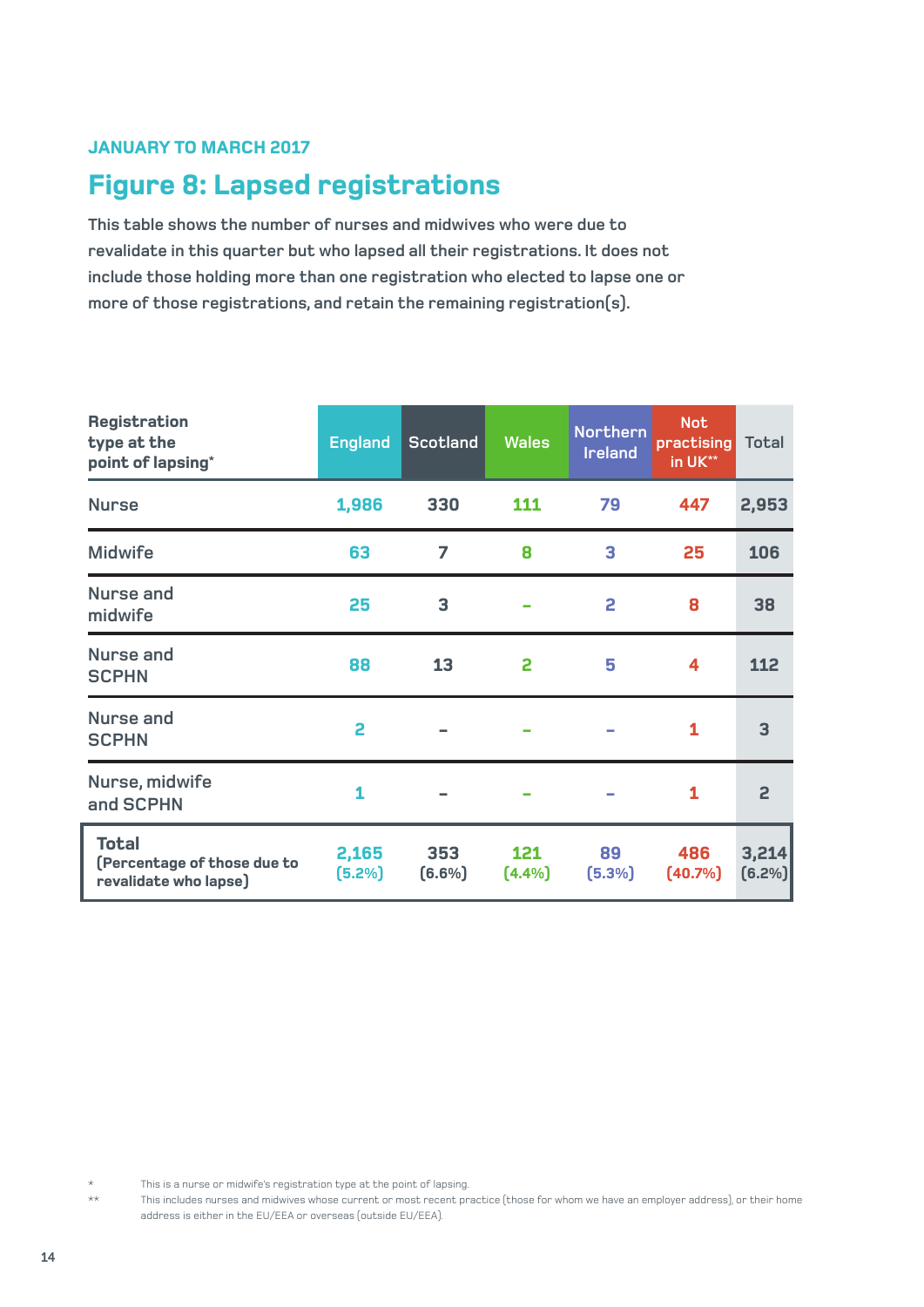JANUARY TO MARCH 2017

# Figure 8: Lapsed registrations

This table shows the number of nurses and midwives who were due to revalidate in this quarter but who lapsed all their registrations. It does not include those holding more than one registration who elected to lapse one or more of those registrations, and retain the remaining registration(s).

| Registration type at the point of lapsing* | England | Scotland | Wales | Northern Ireland | Not practising in UK** | Total |
|---|---|---|---|---|---|---|
| Nurse | 1,986 | 330 | 111 | 79 | 447 | 2,953 |
| Midwife | 63 | 7 | 8 | 3 | 25 | 106 |
| Nurse and midwife | 25 | 3 | - | 2 | 8 | 38 |
| Nurse and SCPHN | 88 | 13 | 2 | 5 | 4 | 112 |
| Nurse and SCPHN | 2 | - | - | - | 1 | 3 |
| Nurse, midwife and SCPHN | 1 | - | - | - | 1 | 2 |
| **Total** (Percentage of those due to revalidate who lapse) | 2,165 (5.2%) | 353 (6.6%) | 121 (4.4%) | 89 (5.3%) | 486 (40.7%) | 3,214 (6.2%) |

\* This is a nurse or midwife's registration type at the point of lapsing.

\*\* This includes nurses and midwives whose current or most recent practice (those for whom we have an employer address), or their home address is either in the EU/EEA or overseas (outside EU/EEA).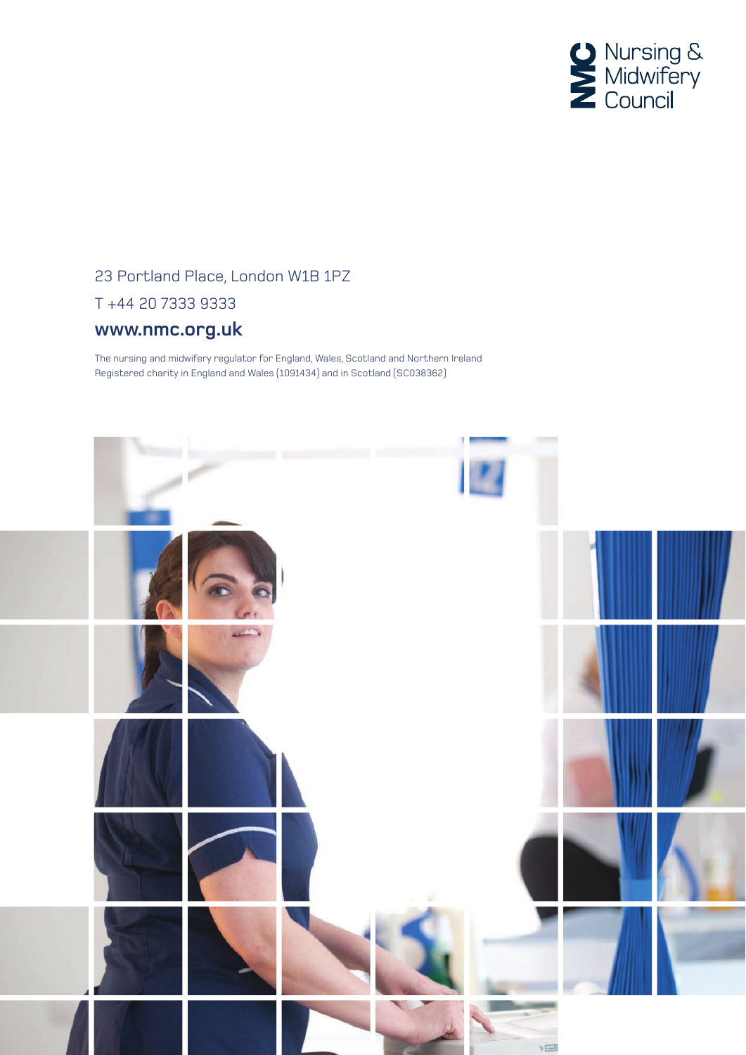Nursing & Midwifery Council

23 Portland Place, London W1B 1PZ

T +44 20 7333 9333

**www.nmc.org.uk**

The nursing and midwifery regulator for England, Wales, Scotland and Northern Ireland
Registered charity in England and Wales (1091434) and in Scotland (SC038362)